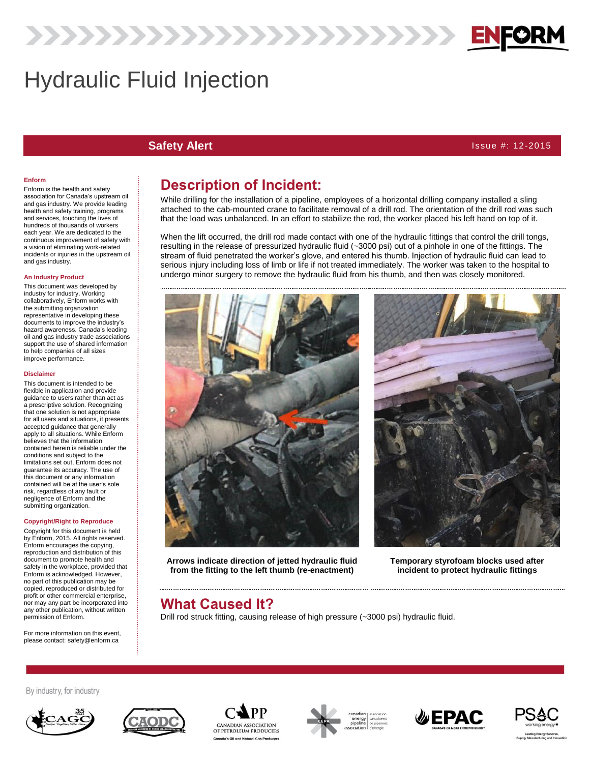# Hydraulic Fluid Injection

**Safety Alert** Issue #: 12-2015

## Description of Incident:

While drilling for the installation of a pipeline, employees of a horizontal drilling company installed a sling attached to the cab-mounted crane to facilitate removal of a drill rod. The orientation of the drill rod was such that the load was unbalanced. In an effort to stabilize the rod, the worker placed his left hand on top of it.

When the lift occurred, the drill rod made contact with one of the hydraulic fittings that control the drill tongs, resulting in the release of pressurized hydraulic fluid (~3000 psi) out of a pinhole in one of the fittings. The stream of fluid penetrated the worker's glove, and entered his thumb. Injection of hydraulic fluid can lead to serious injury including loss of limb or life if not treated immediately. The worker was taken to the hospital to undergo minor surgery to remove the hydraulic fluid from his thumb, and then was closely monitored.

**Arrows indicate direction of jetted hydraulic fluid from the fitting to the left thumb (re-enactment)**

**Temporary styrofoam blocks used after incident to protect hydraulic fittings**

## What Caused It?

Drill rod struck fitting, causing release of high pressure (~3000 psi) hydraulic fluid.

---

**Enform**

Enform is the health and safety association for Canada's upstream oil and gas industry. We provide leading health and safety training, programs and services, touching the lives of hundreds of thousands of workers each year. We are dedicated to the continuous improvement of safety with a vision of eliminating work-related incidents or injuries in the upstream oil and gas industry.

**An Industry Product**

This document was developed by industry for industry. Working collaboratively, Enform works with the submitting organization representative in developing these documents to improve the industry's hazard awareness. Canada's leading oil and gas industry trade associations support the use of shared information to help companies of all sizes improve performance.

**Disclaimer**

This document is intended to be flexible in application and provide guidance to users rather than act as a prescriptive solution. Recognizing that one solution is not appropriate for all users and situations, it presents accepted guidance that generally apply to all situations. While Enform believes that the information contained herein is reliable under the conditions and subject to the limitations set out, Enform does not guarantee its accuracy. The use of this document or any information contained will be at the user's sole risk, regardless of any fault or negligence of Enform and the submitting organization.

**Copyright/Right to Reproduce**

Copyright for this document is held by Enform, 2015. All rights reserved. Enform encourages the copying, reproduction and distribution of this document to promote health and safety in the workplace, provided that Enform is acknowledged. However, no part of this publication may be copied, reproduced or distributed for profit or other commercial enterprise, nor may any part be incorporated into any other publication, without written permission of Enform.

For more information on this event, please contact: safety@enform.ca

By industry, for industry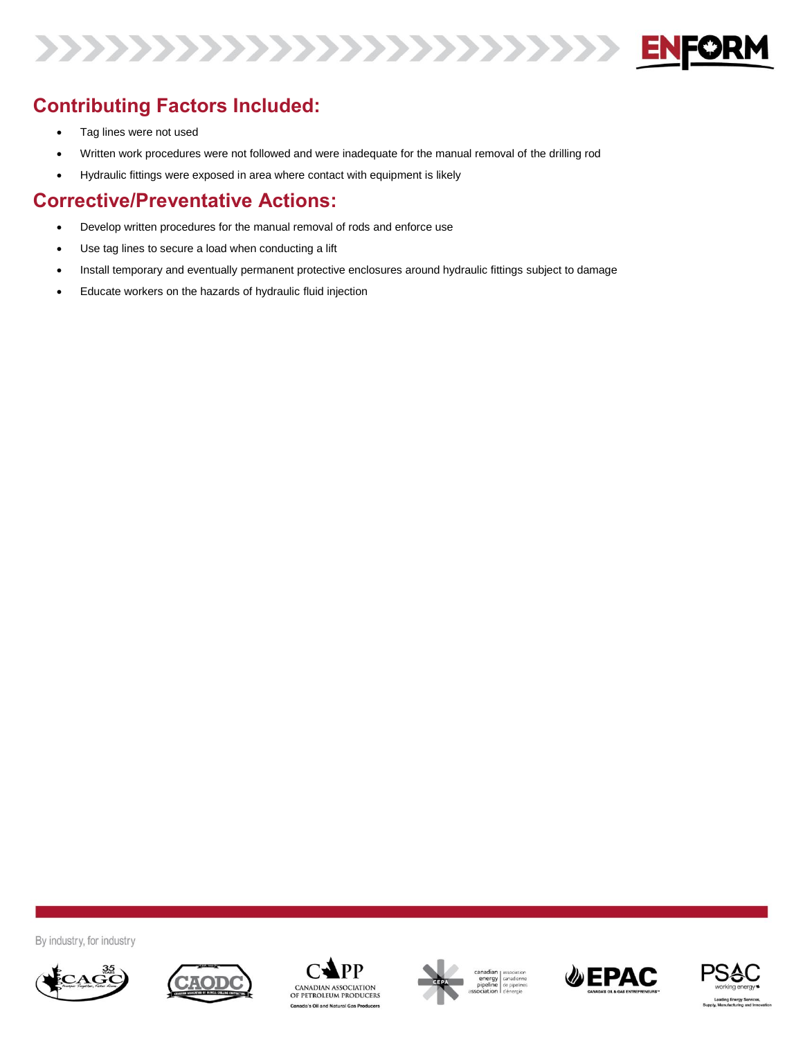## Contributing Factors Included:

- Tag lines were not used
- Written work procedures were not followed and were inadequate for the manual removal of the drilling rod
- Hydraulic fittings were exposed in area where contact with equipment is likely

## Corrective/Preventative Actions:

- Develop written procedures for the manual removal of rods and enforce use
- Use tag lines to secure a load when conducting a lift
- Install temporary and eventually permanent protective enclosures around hydraulic fittings subject to damage
- Educate workers on the hazards of hydraulic fluid injection